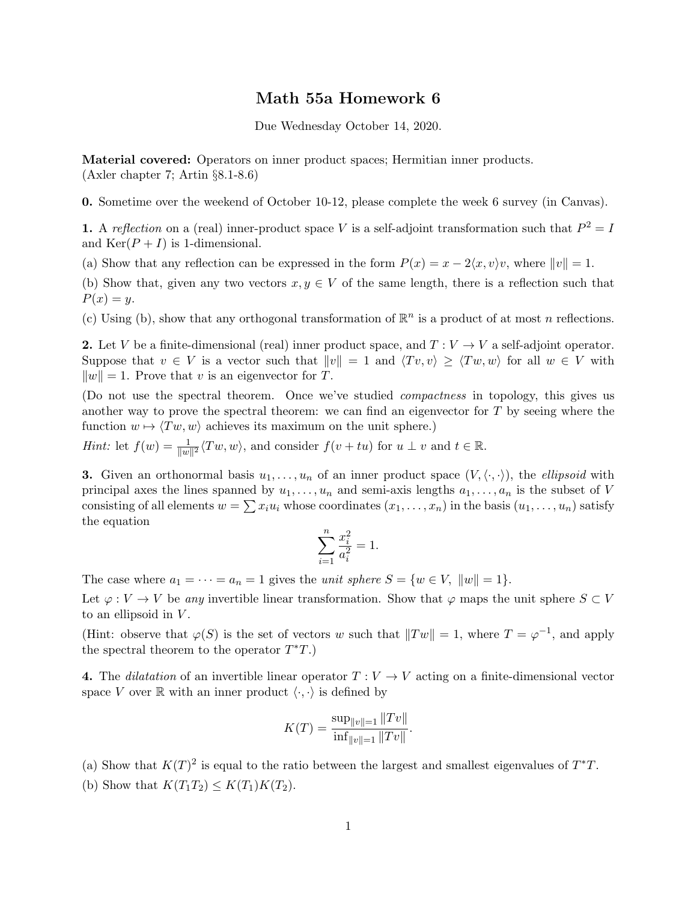# Math 55a Homework 6

Due Wednesday October 14, 2020.

**Material covered:** Operators on inner product spaces; Hermitian inner products.
(Axler chapter 7; Artin §8.1-8.6)

**0.** Sometime over the weekend of October 10-12, please complete the week 6 survey (in Canvas).

**1.** A *reflection* on a (real) inner-product space $V$ is a self-adjoint transformation such that $P^2 = I$ and $\mathrm{Ker}(P + I)$ is 1-dimensional.

(a) Show that any reflection can be expressed in the form $P(x) = x - 2\langle x, v\rangle v$, where $\|v\| = 1$.

(b) Show that, given any two vectors $x, y \in V$ of the same length, there is a reflection such that $P(x) = y$.

(c) Using (b), show that any orthogonal transformation of $\mathbb{R}^n$ is a product of at most $n$ reflections.

**2.** Let $V$ be a finite-dimensional (real) inner product space, and $T : V \to V$ a self-adjoint operator. Suppose that $v \in V$ is a vector such that $\|v\| = 1$ and $\langle Tv, v\rangle \geq \langle Tw, w\rangle$ for all $w \in V$ with $\|w\| = 1$. Prove that $v$ is an eigenvector for $T$.

(Do not use the spectral theorem. Once we've studied *compactness* in topology, this gives us another way to prove the spectral theorem: we can find an eigenvector for $T$ by seeing where the function $w \mapsto \langle Tw, w\rangle$ achieves its maximum on the unit sphere.)

*Hint:* let $f(w) = \frac{1}{\|w\|^2}\langle Tw, w\rangle$, and consider $f(v + tu)$ for $u \perp v$ and $t \in \mathbb{R}$.

**3.** Given an orthonormal basis $u_1, \ldots, u_n$ of an inner product space $(V, \langle\cdot,\cdot\rangle)$, the *ellipsoid* with principal axes the lines spanned by $u_1, \ldots, u_n$ and semi-axis lengths $a_1, \ldots, a_n$ is the subset of $V$ consisting of all elements $w = \sum x_i u_i$ whose coordinates $(x_1, \ldots, x_n)$ in the basis $(u_1, \ldots, u_n)$ satisfy the equation

$$\sum_{i=1}^{n} \frac{x_i^2}{a_i^2} = 1.$$

The case where $a_1 = \cdots = a_n = 1$ gives the *unit sphere* $S = \{w \in V,\ \|w\| = 1\}$.

Let $\varphi : V \to V$ be *any* invertible linear transformation. Show that $\varphi$ maps the unit sphere $S \subset V$ to an ellipsoid in $V$.

(Hint: observe that $\varphi(S)$ is the set of vectors $w$ such that $\|Tw\| = 1$, where $T = \varphi^{-1}$, and apply the spectral theorem to the operator $T^*T$.)

**4.** The *dilatation* of an invertible linear operator $T : V \to V$ acting on a finite-dimensional vector space $V$ over $\mathbb{R}$ with an inner product $\langle\cdot,\cdot\rangle$ is defined by

$$K(T) = \frac{\sup_{\|v\|=1} \|Tv\|}{\inf_{\|v\|=1} \|Tv\|}.$$

(a) Show that $K(T)^2$ is equal to the ratio between the largest and smallest eigenvalues of $T^*T$.

(b) Show that $K(T_1T_2) \leq K(T_1)K(T_2)$.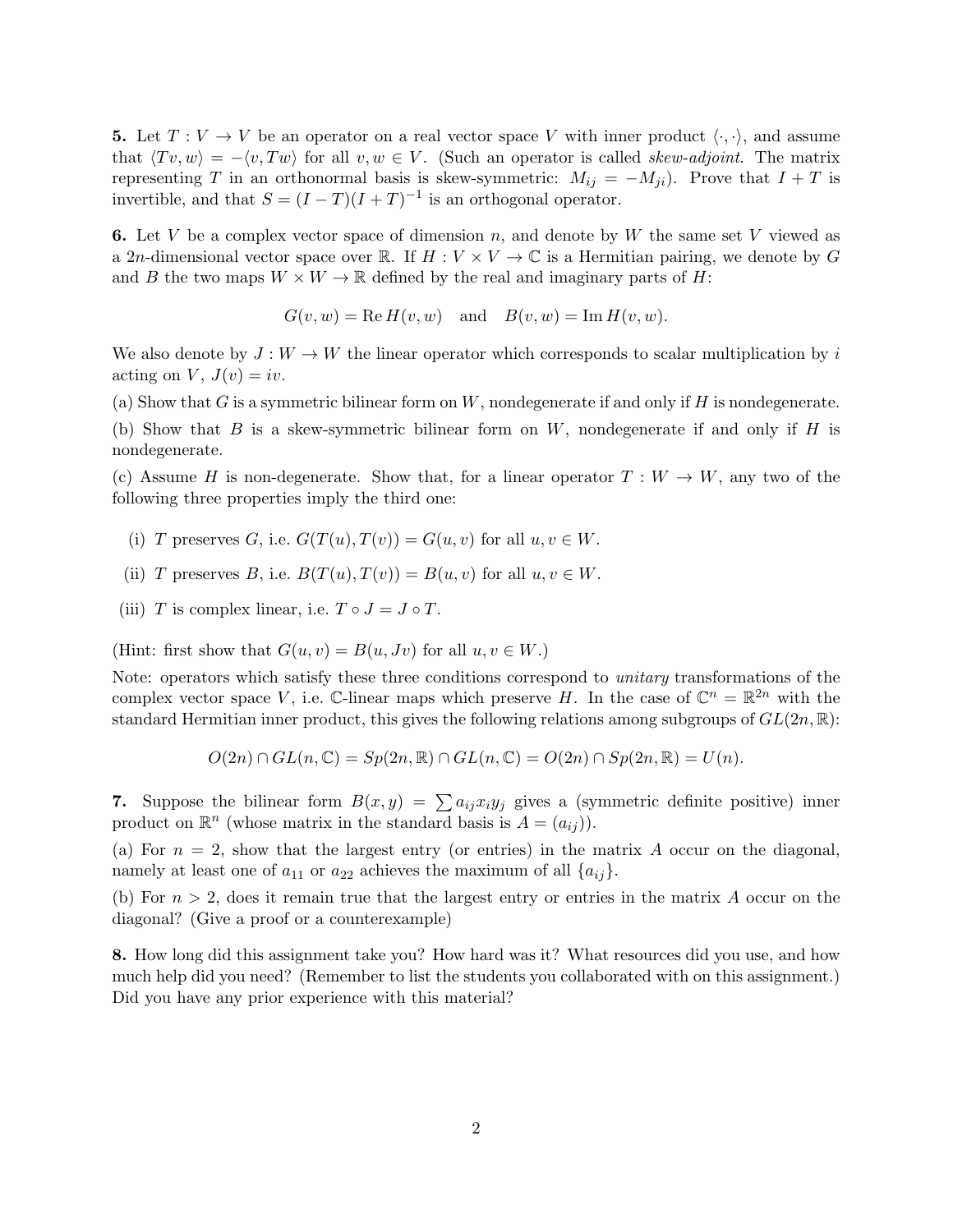**5.** Let $T : V \to V$ be an operator on a real vector space $V$ with inner product $\langle \cdot, \cdot \rangle$, and assume that $\langle Tv, w \rangle = -\langle v, Tw \rangle$ for all $v, w \in V$. (Such an operator is called *skew-adjoint*. The matrix representing $T$ in an orthonormal basis is skew-symmetric: $M_{ij} = -M_{ji}$). Prove that $I + T$ is invertible, and that $S = (I - T)(I + T)^{-1}$ is an orthogonal operator.

**6.** Let $V$ be a complex vector space of dimension $n$, and denote by $W$ the same set $V$ viewed as a $2n$-dimensional vector space over $\mathbb{R}$. If $H : V \times V \to \mathbb{C}$ is a Hermitian pairing, we denote by $G$ and $B$ the two maps $W \times W \to \mathbb{R}$ defined by the real and imaginary parts of $H$:

$$G(v, w) = \operatorname{Re} H(v, w) \quad \text{and} \quad B(v, w) = \operatorname{Im} H(v, w).$$

We also denote by $J : W \to W$ the linear operator which corresponds to scalar multiplication by $i$ acting on $V$, $J(v) = iv$.

(a) Show that $G$ is a symmetric bilinear form on $W$, nondegenerate if and only if $H$ is nondegenerate.

(b) Show that $B$ is a skew-symmetric bilinear form on $W$, nondegenerate if and only if $H$ is nondegenerate.

(c) Assume $H$ is non-degenerate. Show that, for a linear operator $T : W \to W$, any two of the following three properties imply the third one:

- (i) $T$ preserves $G$, i.e. $G(T(u), T(v)) = G(u, v)$ for all $u, v \in W$.
- (ii) $T$ preserves $B$, i.e. $B(T(u), T(v)) = B(u, v)$ for all $u, v \in W$.
- (iii) $T$ is complex linear, i.e. $T \circ J = J \circ T$.

(Hint: first show that $G(u, v) = B(u, Jv)$ for all $u, v \in W$.)

Note: operators which satisfy these three conditions correspond to *unitary* transformations of the complex vector space $V$, i.e. $\mathbb{C}$-linear maps which preserve $H$. In the case of $\mathbb{C}^n = \mathbb{R}^{2n}$ with the standard Hermitian inner product, this gives the following relations among subgroups of $GL(2n, \mathbb{R})$:

$$O(2n) \cap GL(n, \mathbb{C}) = Sp(2n, \mathbb{R}) \cap GL(n, \mathbb{C}) = O(2n) \cap Sp(2n, \mathbb{R}) = U(n).$$

**7.** Suppose the bilinear form $B(x, y) = \sum a_{ij} x_i y_j$ gives a (symmetric definite positive) inner product on $\mathbb{R}^n$ (whose matrix in the standard basis is $A = (a_{ij})$).

(a) For $n = 2$, show that the largest entry (or entries) in the matrix $A$ occur on the diagonal, namely at least one of $a_{11}$ or $a_{22}$ achieves the maximum of all $\{a_{ij}\}$.

(b) For $n > 2$, does it remain true that the largest entry or entries in the matrix $A$ occur on the diagonal? (Give a proof or a counterexample)

**8.** How long did this assignment take you? How hard was it? What resources did you use, and how much help did you need? (Remember to list the students you collaborated with on this assignment.) Did you have any prior experience with this material?